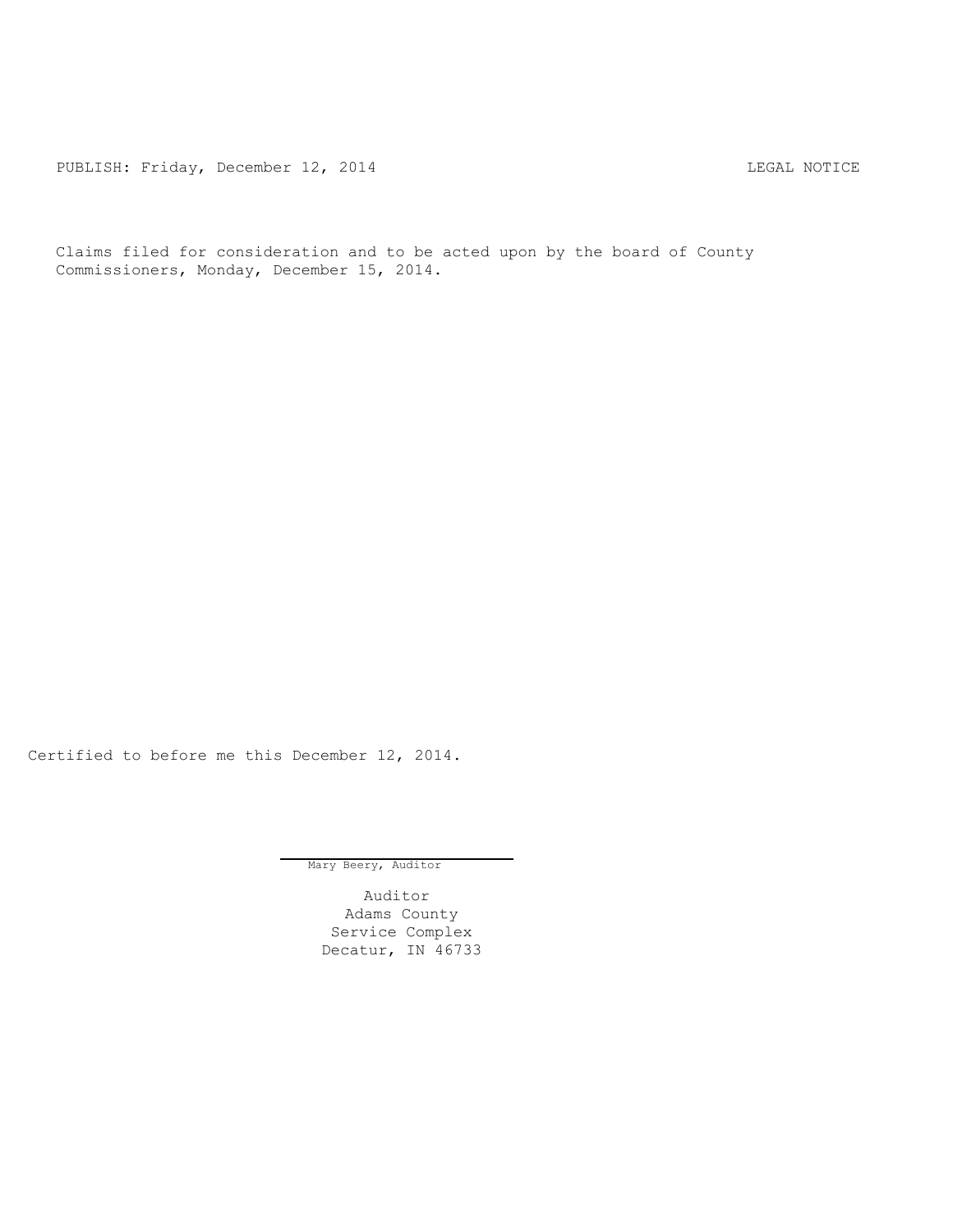PUBLISH: Friday, December 12, 2014 LEGAL NOTICE

Claims filed for consideration and to be acted upon by the board of County Commissioners, Monday, December 15, 2014.

Certified to before me this December 12, 2014.

Mary Beery, Auditor

Auditor
Adams County
Service Complex
Decatur, IN 46733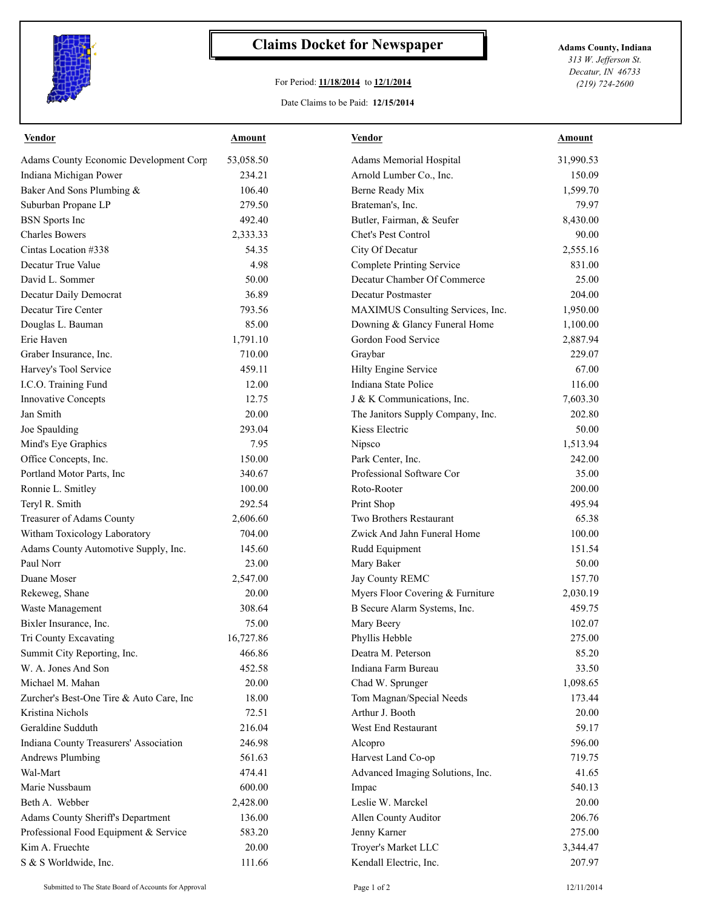# Claims Docket for Newspaper

For Period: **11/18/2014** to **12/1/2014**

Date Claims to be Paid: **12/15/2014**

**Adams County, Indiana**
*313 W. Jefferson St.*
*Decatur, IN 46733*
*(219) 724-2600*

| Vendor | Amount | Vendor | Amount |
|---|---|---|---|
| Adams County Economic Development Corp | 53,058.50 | Adams Memorial Hospital | 31,990.53 |
| Indiana Michigan Power | 234.21 | Arnold Lumber Co., Inc. | 150.09 |
| Baker And Sons Plumbing & | 106.40 | Berne Ready Mix | 1,599.70 |
| Suburban Propane LP | 279.50 | Brateman's, Inc. | 79.97 |
| BSN Sports Inc | 492.40 | Butler, Fairman, & Seufer | 8,430.00 |
| Charles Bowers | 2,333.33 | Chet's Pest Control | 90.00 |
| Cintas Location #338 | 54.35 | City Of Decatur | 2,555.16 |
| Decatur True Value | 4.98 | Complete Printing Service | 831.00 |
| David L. Sommer | 50.00 | Decatur Chamber Of Commerce | 25.00 |
| Decatur Daily Democrat | 36.89 | Decatur Postmaster | 204.00 |
| Decatur Tire Center | 793.56 | MAXIMUS Consulting Services, Inc. | 1,950.00 |
| Douglas L. Bauman | 85.00 | Downing & Glancy Funeral Home | 1,100.00 |
| Erie Haven | 1,791.10 | Gordon Food Service | 2,887.94 |
| Graber Insurance, Inc. | 710.00 | Graybar | 229.07 |
| Harvey's Tool Service | 459.11 | Hilty Engine Service | 67.00 |
| I.C.O. Training Fund | 12.00 | Indiana State Police | 116.00 |
| Innovative Concepts | 12.75 | J & K Communications, Inc. | 7,603.30 |
| Jan Smith | 20.00 | The Janitors Supply Company, Inc. | 202.80 |
| Joe Spaulding | 293.04 | Kiess Electric | 50.00 |
| Mind's Eye Graphics | 7.95 | Nipsco | 1,513.94 |
| Office Concepts, Inc. | 150.00 | Park Center, Inc. | 242.00 |
| Portland Motor Parts, Inc | 340.67 | Professional Software Cor | 35.00 |
| Ronnie L. Smitley | 100.00 | Roto-Rooter | 200.00 |
| Teryl R. Smith | 292.54 | Print Shop | 495.94 |
| Treasurer of Adams County | 2,606.60 | Two Brothers Restaurant | 65.38 |
| Witham Toxicology Laboratory | 704.00 | Zwick And Jahn Funeral Home | 100.00 |
| Adams County Automotive Supply, Inc. | 145.60 | Rudd Equipment | 151.54 |
| Paul Norr | 23.00 | Mary Baker | 50.00 |
| Duane Moser | 2,547.00 | Jay County REMC | 157.70 |
| Rekeweg, Shane | 20.00 | Myers Floor Covering & Furniture | 2,030.19 |
| Waste Management | 308.64 | B Secure Alarm Systems, Inc. | 459.75 |
| Bixler Insurance, Inc. | 75.00 | Mary Beery | 102.07 |
| Tri County Excavating | 16,727.86 | Phyllis Hebble | 275.00 |
| Summit City Reporting, Inc. | 466.86 | Deatra M. Peterson | 85.20 |
| W. A. Jones And Son | 452.58 | Indiana Farm Bureau | 33.50 |
| Michael M. Mahan | 20.00 | Chad W. Sprunger | 1,098.65 |
| Zurcher's Best-One Tire & Auto Care, Inc | 18.00 | Tom Magnan/Special Needs | 173.44 |
| Kristina Nichols | 72.51 | Arthur J. Booth | 20.00 |
| Geraldine Sudduth | 216.04 | West End Restaurant | 59.17 |
| Indiana County Treasurers' Association | 246.98 | Alcopro | 596.00 |
| Andrews Plumbing | 561.63 | Harvest Land Co-op | 719.75 |
| Wal-Mart | 474.41 | Advanced Imaging Solutions, Inc. | 41.65 |
| Marie Nussbaum | 600.00 | Impac | 540.13 |
| Beth A. Webber | 2,428.00 | Leslie W. Marckel | 20.00 |
| Adams County Sheriff's Department | 136.00 | Allen County Auditor | 206.76 |
| Professional Food Equipment & Service | 583.20 | Jenny Karner | 275.00 |
| Kim A. Fruechte | 20.00 | Troyer's Market LLC | 3,344.47 |
| S & S Worldwide, Inc. | 111.66 | Kendall Electric, Inc. | 207.97 |

Submitted to The State Board of Accounts for Approval — 12/11/2014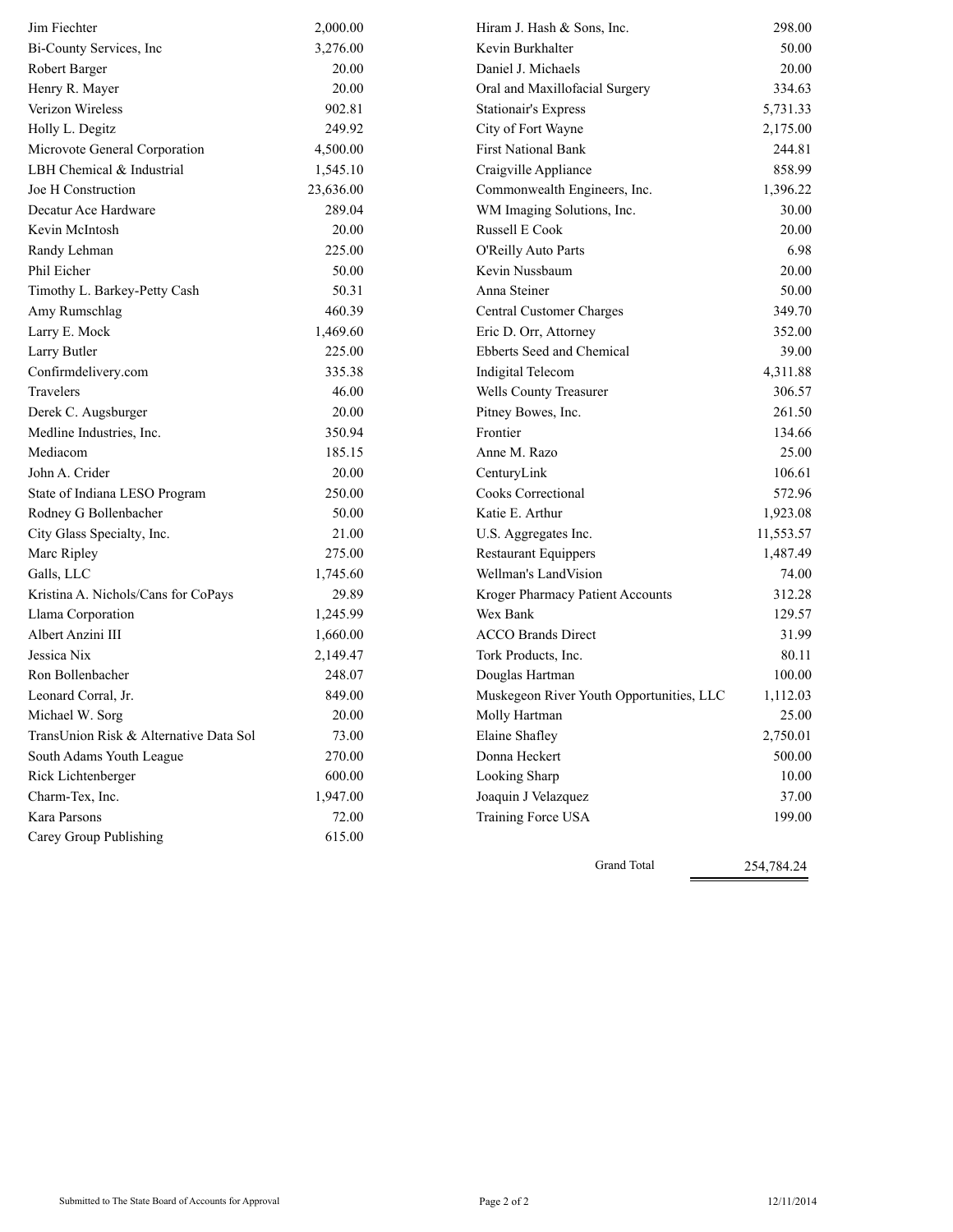| | | | |
|---|---|---|---|
| Jim Fiechter | 2,000.00 | Hiram J. Hash & Sons, Inc. | 298.00 |
| Bi-County Services, Inc | 3,276.00 | Kevin Burkhalter | 50.00 |
| Robert Barger | 20.00 | Daniel J. Michaels | 20.00 |
| Henry R. Mayer | 20.00 | Oral and Maxillofacial Surgery | 334.63 |
| Verizon Wireless | 902.81 | Stationair's Express | 5,731.33 |
| Holly L. Degitz | 249.92 | City of Fort Wayne | 2,175.00 |
| Microvote General Corporation | 4,500.00 | First National Bank | 244.81 |
| LBH Chemical & Industrial | 1,545.10 | Craigville Appliance | 858.99 |
| Joe H Construction | 23,636.00 | Commonwealth Engineers, Inc. | 1,396.22 |
| Decatur Ace Hardware | 289.04 | WM Imaging Solutions, Inc. | 30.00 |
| Kevin McIntosh | 20.00 | Russell E Cook | 20.00 |
| Randy Lehman | 225.00 | O'Reilly Auto Parts | 6.98 |
| Phil Eicher | 50.00 | Kevin Nussbaum | 20.00 |
| Timothy L. Barkey-Petty Cash | 50.31 | Anna Steiner | 50.00 |
| Amy Rumschlag | 460.39 | Central Customer Charges | 349.70 |
| Larry E. Mock | 1,469.60 | Eric D. Orr, Attorney | 352.00 |
| Larry Butler | 225.00 | Ebberts Seed and Chemical | 39.00 |
| Confirmdelivery.com | 335.38 | Indigital Telecom | 4,311.88 |
| Travelers | 46.00 | Wells County Treasurer | 306.57 |
| Derek C. Augsburger | 20.00 | Pitney Bowes, Inc. | 261.50 |
| Medline Industries, Inc. | 350.94 | Frontier | 134.66 |
| Mediacom | 185.15 | Anne M. Razo | 25.00 |
| John A. Crider | 20.00 | CenturyLink | 106.61 |
| State of Indiana LESO Program | 250.00 | Cooks Correctional | 572.96 |
| Rodney G Bollenbacher | 50.00 | Katie E. Arthur | 1,923.08 |
| City Glass Specialty, Inc. | 21.00 | U.S. Aggregates Inc. | 11,553.57 |
| Marc Ripley | 275.00 | Restaurant Equippers | 1,487.49 |
| Galls, LLC | 1,745.60 | Wellman's LandVision | 74.00 |
| Kristina A. Nichols/Cans for CoPays | 29.89 | Kroger Pharmacy Patient Accounts | 312.28 |
| Llama Corporation | 1,245.99 | Wex Bank | 129.57 |
| Albert Anzini III | 1,660.00 | ACCO Brands Direct | 31.99 |
| Jessica Nix | 2,149.47 | Tork Products, Inc. | 80.11 |
| Ron Bollenbacher | 248.07 | Douglas Hartman | 100.00 |
| Leonard Corral, Jr. | 849.00 | Muskegeon River Youth Opportunities, LLC | 1,112.03 |
| Michael W. Sorg | 20.00 | Molly Hartman | 25.00 |
| TransUnion Risk & Alternative Data Sol | 73.00 | Elaine Shafley | 2,750.01 |
| South Adams Youth League | 270.00 | Donna Heckert | 500.00 |
| Rick Lichtenberger | 600.00 | Looking Sharp | 10.00 |
| Charm-Tex, Inc. | 1,947.00 | Joaquin J Velazquez | 37.00 |
| Kara Parsons | 72.00 | Training Force USA | 199.00 |
| Carey Group Publishing | 615.00 | | |
| | | Grand Total | 254,784.24 |

Submitted to The State Board of Accounts for Approval

12/11/2014